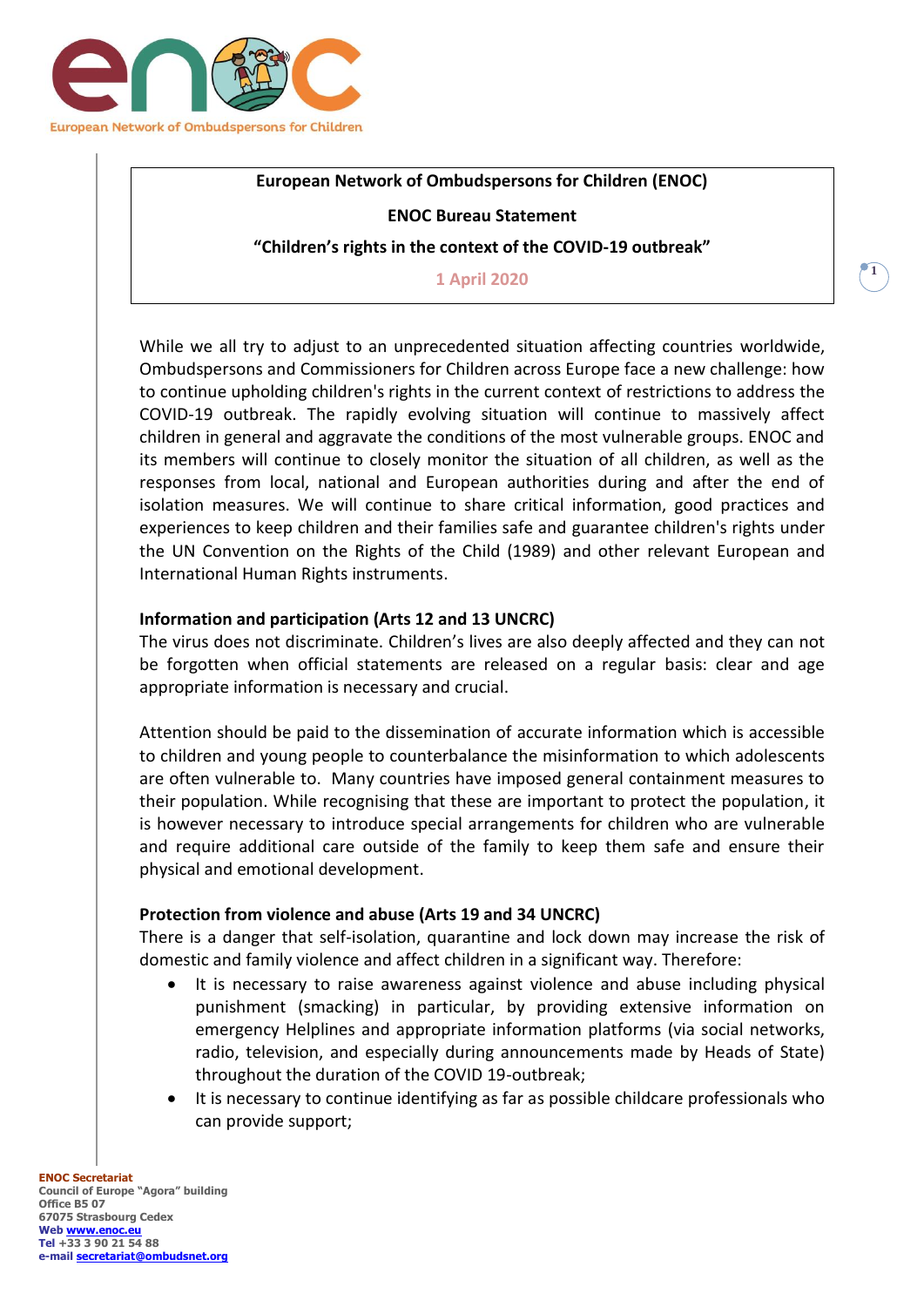**European Network of Ombudspersons for Children (ENOC)**

**ENOC Bureau Statement**

**"Children's rights in the context of the COVID-19 outbreak"**

**1 April 2020**

While we all try to adjust to an unprecedented situation affecting countries worldwide, Ombudspersons and Commissioners for Children across Europe face a new challenge: how to continue upholding children's rights in the current context of restrictions to address the COVID-19 outbreak. The rapidly evolving situation will continue to massively affect children in general and aggravate the conditions of the most vulnerable groups. ENOC and its members will continue to closely monitor the situation of all children, as well as the responses from local, national and European authorities during and after the end of isolation measures. We will continue to share critical information, good practices and experiences to keep children and their families safe and guarantee children's rights under the UN Convention on the Rights of the Child (1989) and other relevant European and International Human Rights instruments.

**Information and participation (Arts 12 and 13 UNCRC)**

The virus does not discriminate. Children's lives are also deeply affected and they can not be forgotten when official statements are released on a regular basis: clear and age appropriate information is necessary and crucial.

Attention should be paid to the dissemination of accurate information which is accessible to children and young people to counterbalance the misinformation to which adolescents are often vulnerable to. Many countries have imposed general containment measures to their population. While recognising that these are important to protect the population, it is however necessary to introduce special arrangements for children who are vulnerable and require additional care outside of the family to keep them safe and ensure their physical and emotional development.

**Protection from violence and abuse (Arts 19 and 34 UNCRC)**

There is a danger that self-isolation, quarantine and lock down may increase the risk of domestic and family violence and affect children in a significant way. Therefore:

- It is necessary to raise awareness against violence and abuse including physical punishment (smacking) in particular, by providing extensive information on emergency Helplines and appropriate information platforms (via social networks, radio, television, and especially during announcements made by Heads of State) throughout the duration of the COVID 19-outbreak;
- It is necessary to continue identifying as far as possible childcare professionals who can provide support;

**ENOC Secretariat**
Council of Europe "Agora" building
Office B5 07
67075 Strasbourg Cedex
Web www.enoc.eu
Tel +33 3 90 21 54 88
e-mail secretariat@ombudsnet.org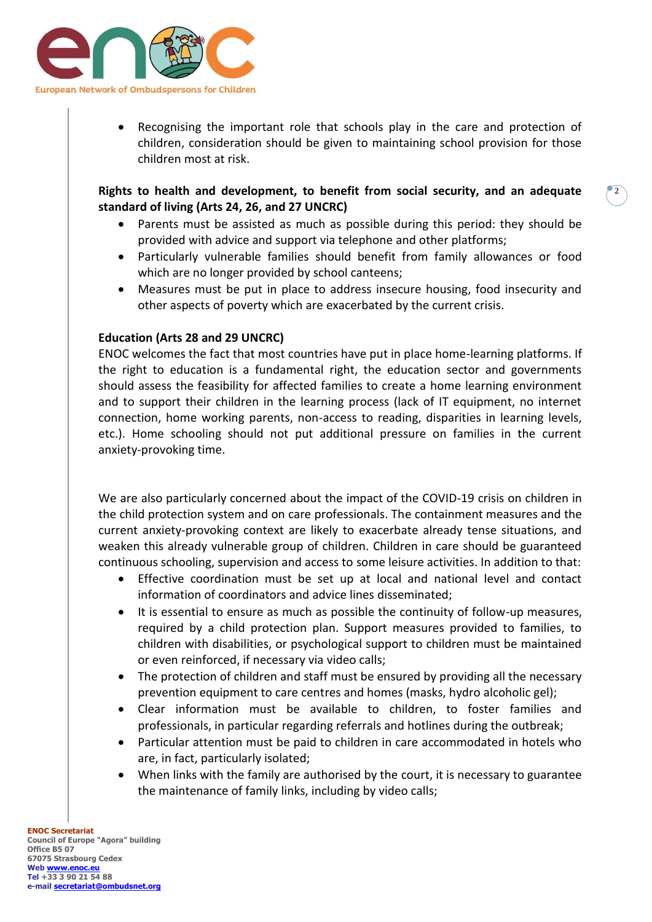- Recognising the important role that schools play in the care and protection of children, consideration should be given to maintaining school provision for those children most at risk.

**Rights to health and development, to benefit from social security, and an adequate standard of living (Arts 24, 26, and 27 UNCRC)**

- Parents must be assisted as much as possible during this period: they should be provided with advice and support via telephone and other platforms;
- Particularly vulnerable families should benefit from family allowances or food which are no longer provided by school canteens;
- Measures must be put in place to address insecure housing, food insecurity and other aspects of poverty which are exacerbated by the current crisis.

**Education (Arts 28 and 29 UNCRC)**

ENOC welcomes the fact that most countries have put in place home-learning platforms. If the right to education is a fundamental right, the education sector and governments should assess the feasibility for affected families to create a home learning environment and to support their children in the learning process (lack of IT equipment, no internet connection, home working parents, non-access to reading, disparities in learning levels, etc.). Home schooling should not put additional pressure on families in the current anxiety-provoking time.

We are also particularly concerned about the impact of the COVID-19 crisis on children in the child protection system and on care professionals. The containment measures and the current anxiety-provoking context are likely to exacerbate already tense situations, and weaken this already vulnerable group of children. Children in care should be guaranteed continuous schooling, supervision and access to some leisure activities. In addition to that:

- Effective coordination must be set up at local and national level and contact information of coordinators and advice lines disseminated;
- It is essential to ensure as much as possible the continuity of follow-up measures, required by a child protection plan. Support measures provided to families, to children with disabilities, or psychological support to children must be maintained or even reinforced, if necessary via video calls;
- The protection of children and staff must be ensured by providing all the necessary prevention equipment to care centres and homes (masks, hydro alcoholic gel);
- Clear information must be available to children, to foster families and professionals, in particular regarding referrals and hotlines during the outbreak;
- Particular attention must be paid to children in care accommodated in hotels who are, in fact, particularly isolated;
- When links with the family are authorised by the court, it is necessary to guarantee the maintenance of family links, including by video calls;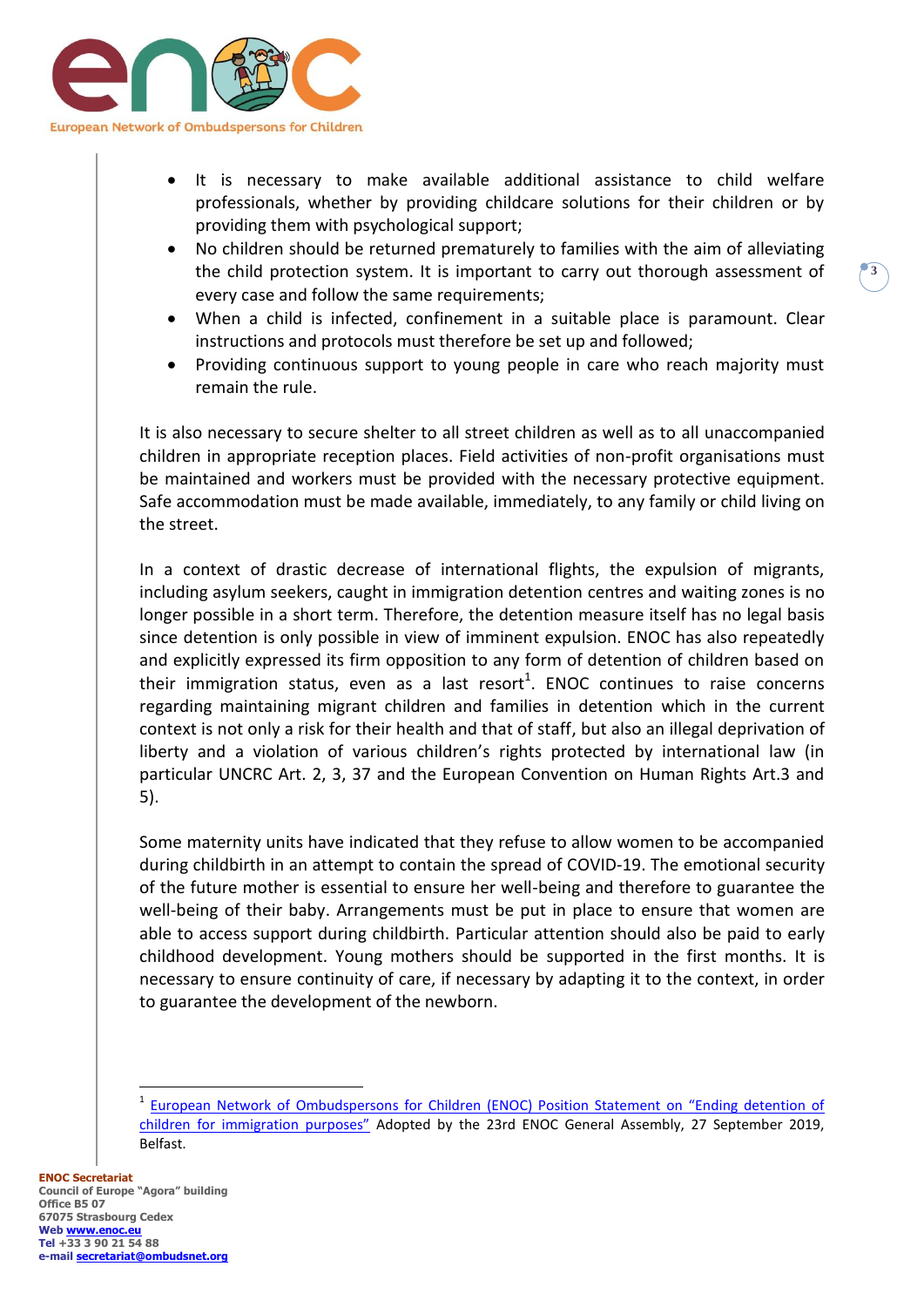- It is necessary to make available additional assistance to child welfare professionals, whether by providing childcare solutions for their children or by providing them with psychological support;
- No children should be returned prematurely to families with the aim of alleviating the child protection system. It is important to carry out thorough assessment of every case and follow the same requirements;
- When a child is infected, confinement in a suitable place is paramount. Clear instructions and protocols must therefore be set up and followed;
- Providing continuous support to young people in care who reach majority must remain the rule.

It is also necessary to secure shelter to all street children as well as to all unaccompanied children in appropriate reception places. Field activities of non-profit organisations must be maintained and workers must be provided with the necessary protective equipment. Safe accommodation must be made available, immediately, to any family or child living on the street.

In a context of drastic decrease of international flights, the expulsion of migrants, including asylum seekers, caught in immigration detention centres and waiting zones is no longer possible in a short term. Therefore, the detention measure itself has no legal basis since detention is only possible in view of imminent expulsion. ENOC has also repeatedly and explicitly expressed its firm opposition to any form of detention of children based on their immigration status, even as a last resort[1]. ENOC continues to raise concerns regarding maintaining migrant children and families in detention which in the current context is not only a risk for their health and that of staff, but also an illegal deprivation of liberty and a violation of various children's rights protected by international law (in particular UNCRC Art. 2, 3, 37 and the European Convention on Human Rights Art.3 and 5).

Some maternity units have indicated that they refuse to allow women to be accompanied during childbirth in an attempt to contain the spread of COVID-19. The emotional security of the future mother is essential to ensure her well-being and therefore to guarantee the well-being of their baby. Arrangements must be put in place to ensure that women are able to access support during childbirth. Particular attention should also be paid to early childhood development. Young mothers should be supported in the first months. It is necessary to ensure continuity of care, if necessary by adapting it to the context, in order to guarantee the development of the newborn.

---

[1] European Network of Ombudspersons for Children (ENOC) Position Statement on "Ending detention of children for immigration purposes" Adopted by the 23rd ENOC General Assembly, 27 September 2019, Belfast.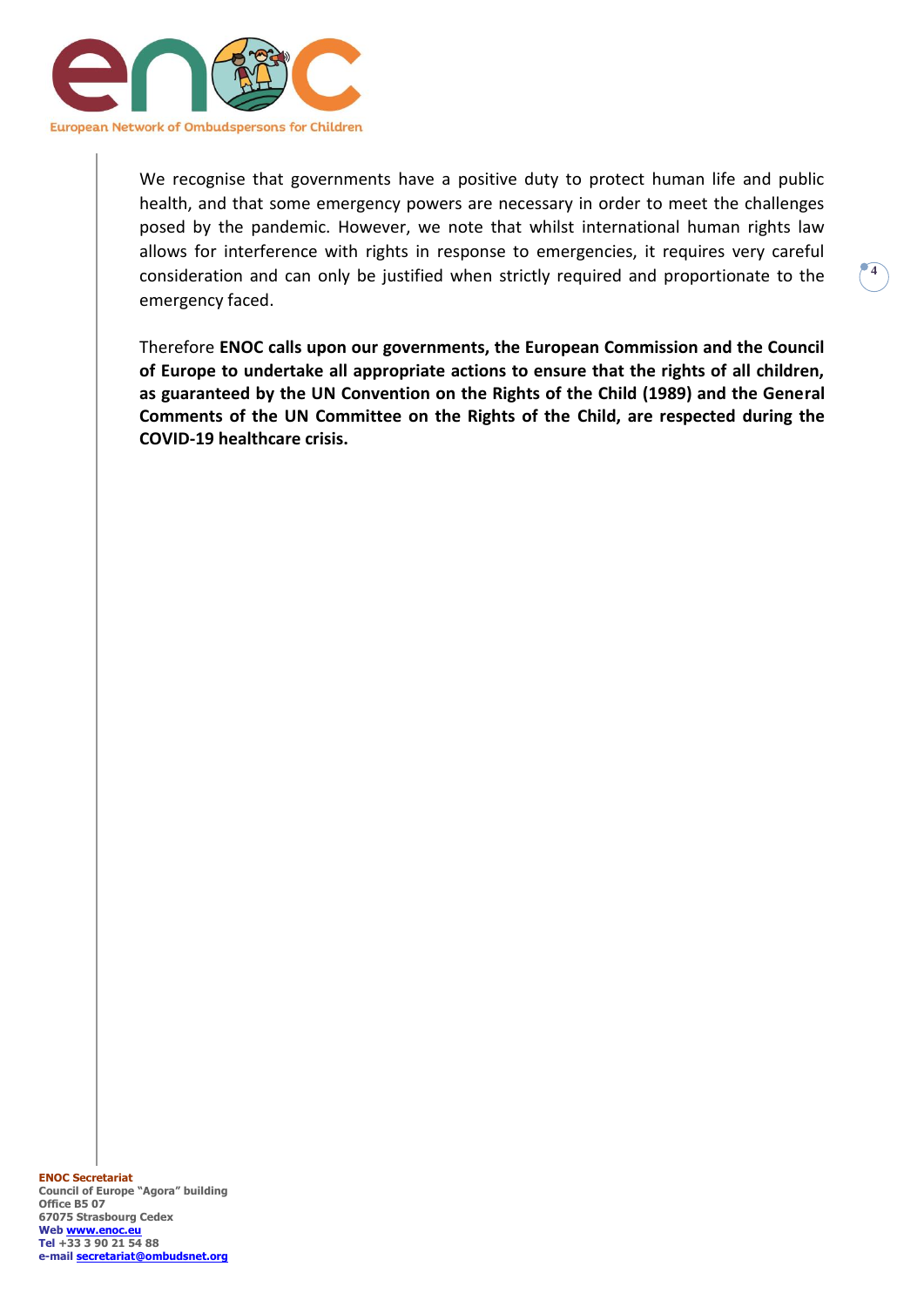We recognise that governments have a positive duty to protect human life and public health, and that some emergency powers are necessary in order to meet the challenges posed by the pandemic. However, we note that whilst international human rights law allows for interference with rights in response to emergencies, it requires very careful consideration and can only be justified when strictly required and proportionate to the emergency faced.

Therefore **ENOC calls upon our governments, the European Commission and the Council of Europe to undertake all appropriate actions to ensure that the rights of all children, as guaranteed by the UN Convention on the Rights of the Child (1989) and the General Comments of the UN Committee on the Rights of the Child, are respected during the COVID-19 healthcare crisis.**